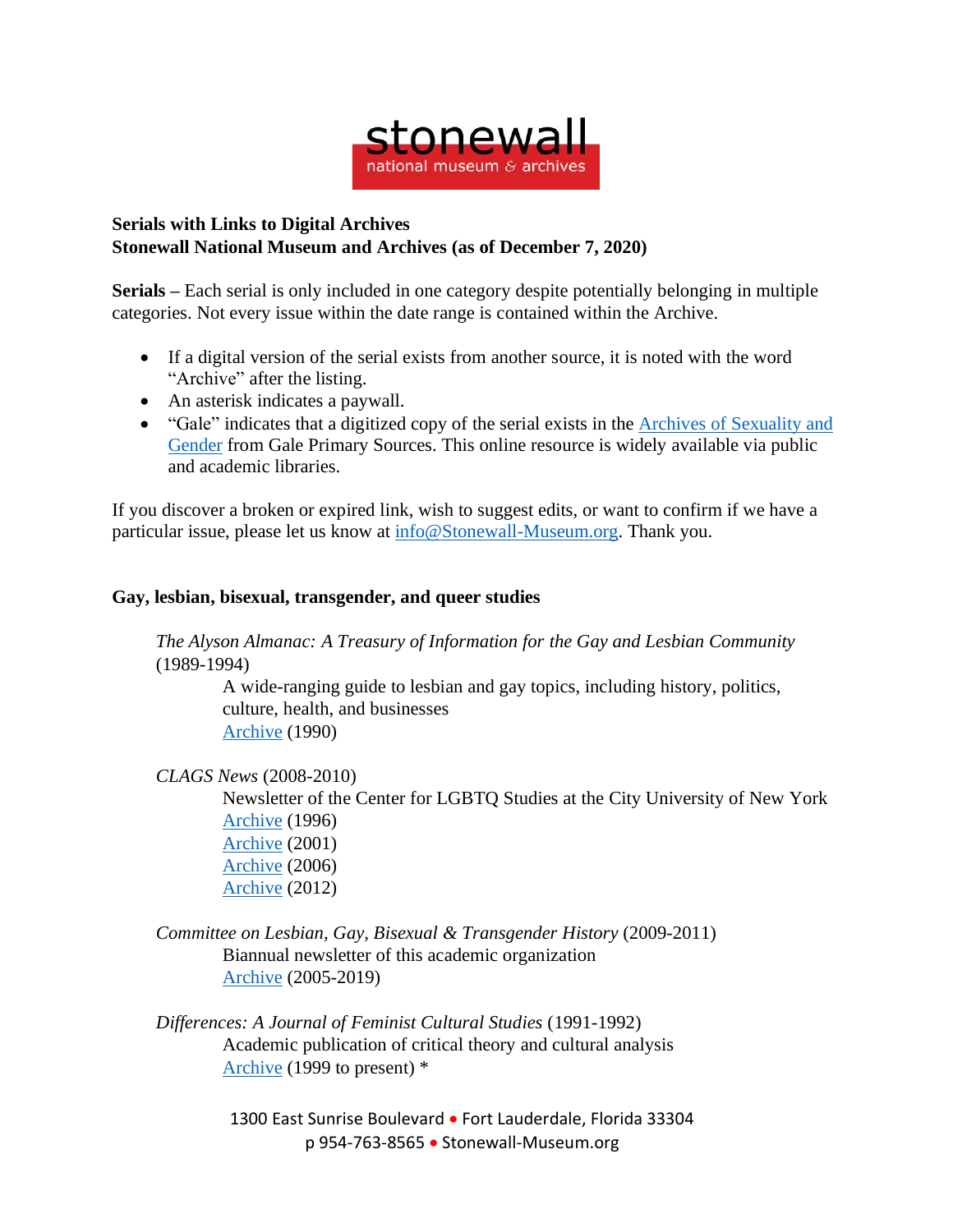**stonewall**
national museum & archives

**Serials with Links to Digital Archives**
**Stonewall National Museum and Archives (as of December 7, 2020)**

**Serials –** Each serial is only included in one category despite potentially belonging in multiple categories. Not every issue within the date range is contained within the Archive.

- If a digital version of the serial exists from another source, it is noted with the word "Archive" after the listing.
- An asterisk indicates a paywall.
- "Gale" indicates that a digitized copy of the serial exists in the Archives of Sexuality and Gender from Gale Primary Sources. This online resource is widely available via public and academic libraries.

If you discover a broken or expired link, wish to suggest edits, or want to confirm if we have a particular issue, please let us know at info@Stonewall-Museum.org. Thank you.

## Gay, lesbian, bisexual, transgender, and queer studies

*The Alyson Almanac: A Treasury of Information for the Gay and Lesbian Community* (1989-1994)
A wide-ranging guide to lesbian and gay topics, including history, politics, culture, health, and businesses
Archive (1990)

*CLAGS News* (2008-2010)
Newsletter of the Center for LGBTQ Studies at the City University of New York
Archive (1996)
Archive (2001)
Archive (2006)
Archive (2012)

*Committee on Lesbian, Gay, Bisexual & Transgender History* (2009-2011)
Biannual newsletter of this academic organization
Archive (2005-2019)

*Differences: A Journal of Feminist Cultural Studies* (1991-1992)
Academic publication of critical theory and cultural analysis
Archive (1999 to present) *

1300 East Sunrise Boulevard • Fort Lauderdale, Florida 33304
p 954-763-8565 • Stonewall-Museum.org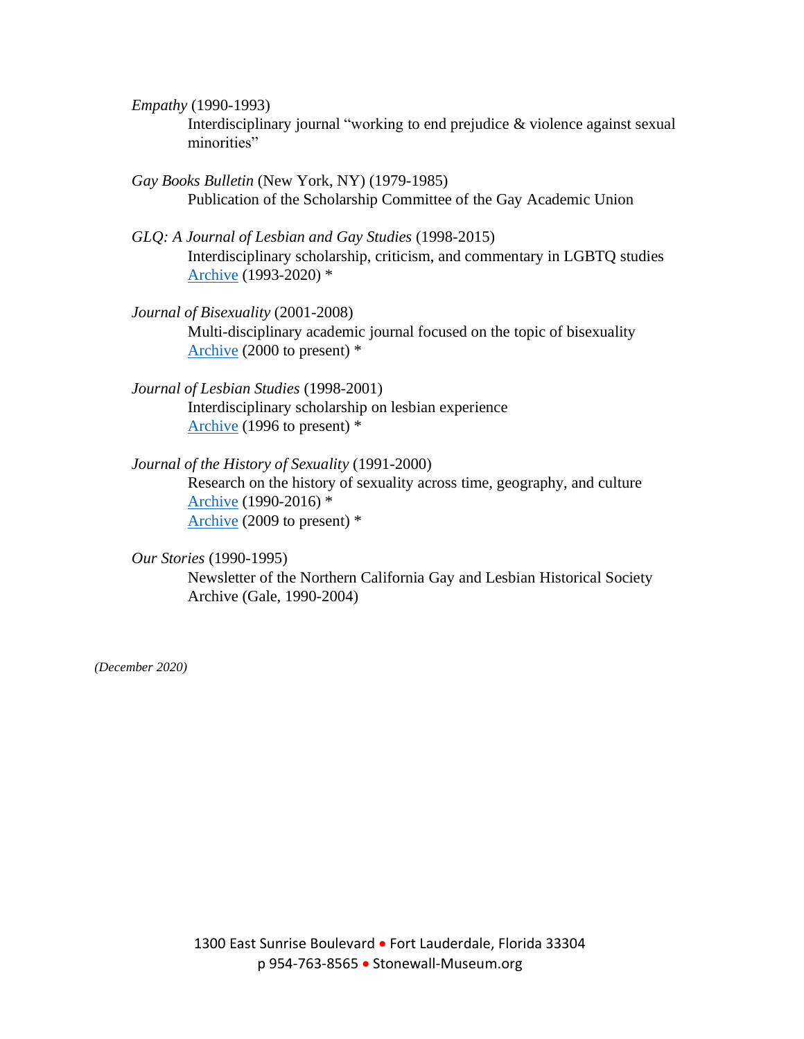*Empathy* (1990-1993)

Interdisciplinary journal "working to end prejudice & violence against sexual minorities"

*Gay Books Bulletin* (New York, NY) (1979-1985)

Publication of the Scholarship Committee of the Gay Academic Union

*GLQ: A Journal of Lesbian and Gay Studies* (1998-2015)

Interdisciplinary scholarship, criticism, and commentary in LGBTQ studies

Archive (1993-2020) *

*Journal of Bisexuality* (2001-2008)

Multi-disciplinary academic journal focused on the topic of bisexuality

Archive (2000 to present) *

*Journal of Lesbian Studies* (1998-2001)

Interdisciplinary scholarship on lesbian experience

Archive (1996 to present) *

*Journal of the History of Sexuality* (1991-2000)

Research on the history of sexuality across time, geography, and culture

Archive (1990-2016) *

Archive (2009 to present) *

*Our Stories* (1990-1995)

Newsletter of the Northern California Gay and Lesbian Historical Society

Archive (Gale, 1990-2004)

*(December 2020)*

1300 East Sunrise Boulevard • Fort Lauderdale, Florida 33304
p 954-763-8565 • Stonewall-Museum.org